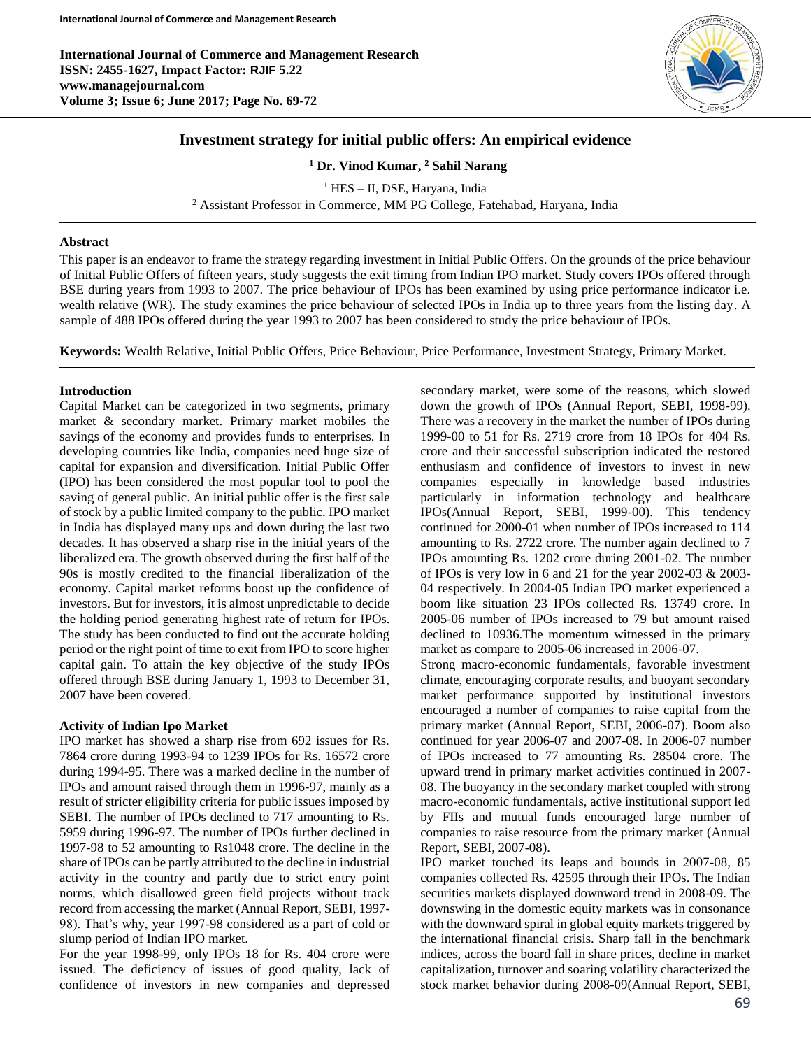# Investment strategy for initial public offers: An empirical evidence

**[1] Dr. Vinod Kumar, [2] Sahil Narang**

[1] HES – II, DSE, Haryana, India

[2] Assistant Professor in Commerce, MM PG College, Fatehabad, Haryana, India

**Abstract**

This paper is an endeavor to frame the strategy regarding investment in Initial Public Offers. On the grounds of the price behaviour of Initial Public Offers of fifteen years, study suggests the exit timing from Indian IPO market. Study covers IPOs offered through BSE during years from 1993 to 2007. The price behaviour of IPOs has been examined by using price performance indicator i.e. wealth relative (WR). The study examines the price behaviour of selected IPOs in India up to three years from the listing day. A sample of 488 IPOs offered during the year 1993 to 2007 has been considered to study the price behaviour of IPOs.

**Keywords:** Wealth Relative, Initial Public Offers, Price Behaviour, Price Performance, Investment Strategy, Primary Market.

## Introduction

Capital Market can be categorized in two segments, primary market & secondary market. Primary market mobiles the savings of the economy and provides funds to enterprises. In developing countries like India, companies need huge size of capital for expansion and diversification. Initial Public Offer (IPO) has been considered the most popular tool to pool the saving of general public. An initial public offer is the first sale of stock by a public limited company to the public. IPO market in India has displayed many ups and down during the last two decades. It has observed a sharp rise in the initial years of the liberalized era. The growth observed during the first half of the 90s is mostly credited to the financial liberalization of the economy. Capital market reforms boost up the confidence of investors. But for investors, it is almost unpredictable to decide the holding period generating highest rate of return for IPOs. The study has been conducted to find out the accurate holding period or the right point of time to exit from IPO to score higher capital gain. To attain the key objective of the study IPOs offered through BSE during January 1, 1993 to December 31, 2007 have been covered.

## Activity of Indian Ipo Market

IPO market has showed a sharp rise from 692 issues for Rs. 7864 crore during 1993-94 to 1239 IPOs for Rs. 16572 crore during 1994-95. There was a marked decline in the number of IPOs and amount raised through them in 1996-97, mainly as a result of stricter eligibility criteria for public issues imposed by SEBI. The number of IPOs declined to 717 amounting to Rs. 5959 during 1996-97. The number of IPOs further declined in 1997-98 to 52 amounting to Rs1048 crore. The decline in the share of IPOs can be partly attributed to the decline in industrial activity in the country and partly due to strict entry point norms, which disallowed green field projects without track record from accessing the market (Annual Report, SEBI, 1997-98). That's why, year 1997-98 considered as a part of cold or slump period of Indian IPO market.

For the year 1998-99, only IPOs 18 for Rs. 404 crore were issued. The deficiency of issues of good quality, lack of confidence of investors in new companies and depressed secondary market, were some of the reasons, which slowed down the growth of IPOs (Annual Report, SEBI, 1998-99). There was a recovery in the market the number of IPOs during 1999-00 to 51 for Rs. 2719 crore from 18 IPOs for 404 Rs. crore and their successful subscription indicated the restored enthusiasm and confidence of investors to invest in new companies especially in knowledge based industries particularly in information technology and healthcare IPOs(Annual Report, SEBI, 1999-00). This tendency continued for 2000-01 when number of IPOs increased to 114 amounting to Rs. 2722 crore. The number again declined to 7 IPOs amounting Rs. 1202 crore during 2001-02. The number of IPOs is very low in 6 and 21 for the year 2002-03 & 2003-04 respectively. In 2004-05 Indian IPO market experienced a boom like situation 23 IPOs collected Rs. 13749 crore. In 2005-06 number of IPOs increased to 79 but amount raised declined to 10936.The momentum witnessed in the primary market as compare to 2005-06 increased in 2006-07.

Strong macro-economic fundamentals, favorable investment climate, encouraging corporate results, and buoyant secondary market performance supported by institutional investors encouraged a number of companies to raise capital from the primary market (Annual Report, SEBI, 2006-07). Boom also continued for year 2006-07 and 2007-08. In 2006-07 number of IPOs increased to 77 amounting Rs. 28504 crore. The upward trend in primary market activities continued in 2007-08. The buoyancy in the secondary market coupled with strong macro-economic fundamentals, active institutional support led by FIIs and mutual funds encouraged large number of companies to raise resource from the primary market (Annual Report, SEBI, 2007-08).

IPO market touched its leaps and bounds in 2007-08, 85 companies collected Rs. 42595 through their IPOs. The Indian securities markets displayed downward trend in 2008-09. The downswing in the domestic equity markets was in consonance with the downward spiral in global equity markets triggered by the international financial crisis. Sharp fall in the benchmark indices, across the board fall in share prices, decline in market capitalization, turnover and soaring volatility characterized the stock market behavior during 2008-09(Annual Report, SEBI,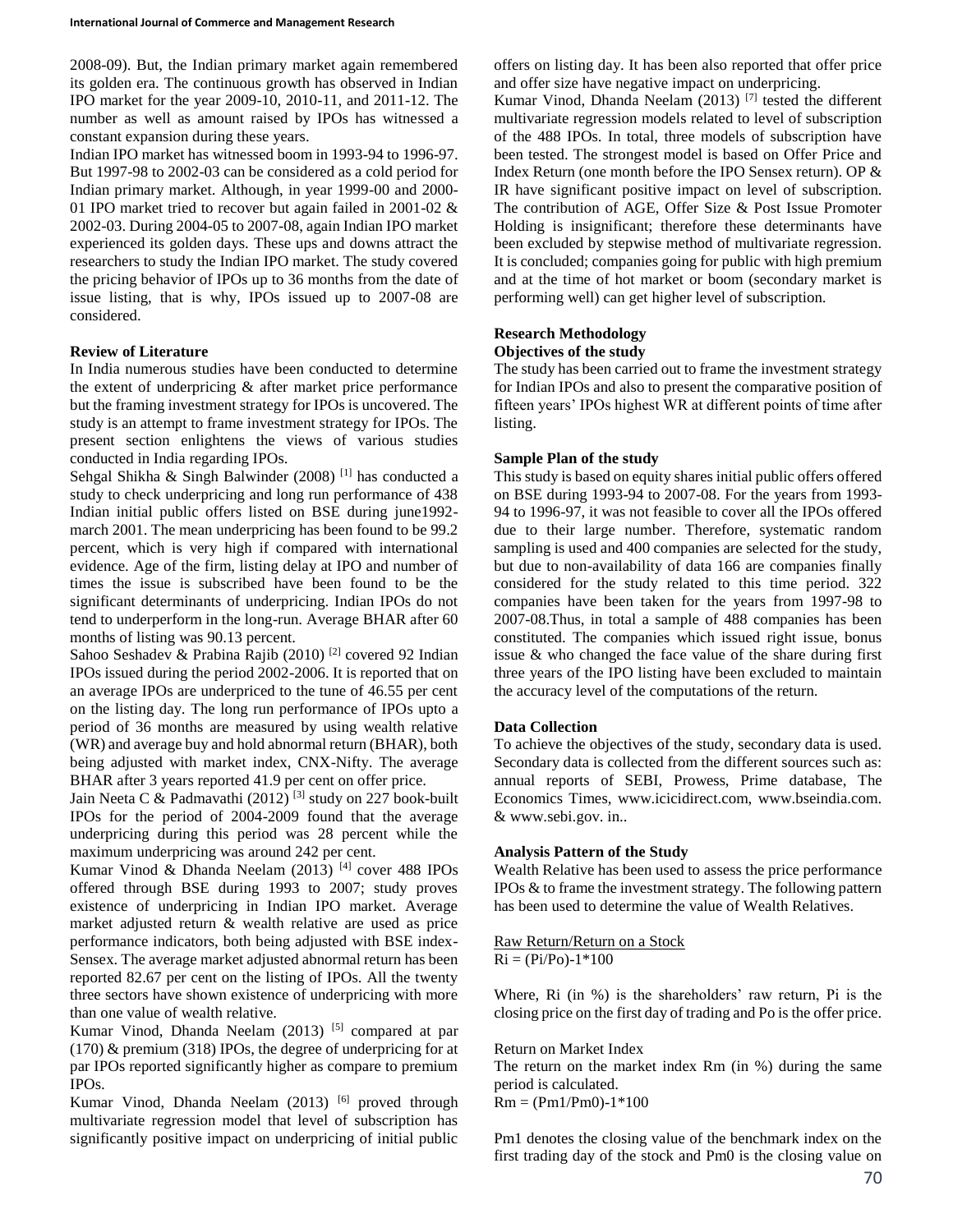2008-09). But, the Indian primary market again remembered its golden era. The continuous growth has observed in Indian IPO market for the year 2009-10, 2010-11, and 2011-12. The number as well as amount raised by IPOs has witnessed a constant expansion during these years.

Indian IPO market has witnessed boom in 1993-94 to 1996-97. But 1997-98 to 2002-03 can be considered as a cold period for Indian primary market. Although, in year 1999-00 and 2000-01 IPO market tried to recover but again failed in 2001-02 & 2002-03. During 2004-05 to 2007-08, again Indian IPO market experienced its golden days. These ups and downs attract the researchers to study the Indian IPO market. The study covered the pricing behavior of IPOs up to 36 months from the date of issue listing, that is why, IPOs issued up to 2007-08 are considered.

**Review of Literature**

In India numerous studies have been conducted to determine the extent of underpricing & after market price performance but the framing investment strategy for IPOs is uncovered. The study is an attempt to frame investment strategy for IPOs. The present section enlightens the views of various studies conducted in India regarding IPOs.

Sehgal Shikha & Singh Balwinder (2008) [1] has conducted a study to check underpricing and long run performance of 438 Indian initial public offers listed on BSE during june1992-march 2001. The mean underpricing has been found to be 99.2 percent, which is very high if compared with international evidence. Age of the firm, listing delay at IPO and number of times the issue is subscribed have been found to be the significant determinants of underpricing. Indian IPOs do not tend to underperform in the long-run. Average BHAR after 60 months of listing was 90.13 percent.

Sahoo Seshadev & Prabina Rajib (2010) [2] covered 92 Indian IPOs issued during the period 2002-2006. It is reported that on an average IPOs are underpriced to the tune of 46.55 per cent on the listing day. The long run performance of IPOs upto a period of 36 months are measured by using wealth relative (WR) and average buy and hold abnormal return (BHAR), both being adjusted with market index, CNX-Nifty. The average BHAR after 3 years reported 41.9 per cent on offer price.

Jain Neeta C & Padmavathi (2012) [3] study on 227 book-built IPOs for the period of 2004-2009 found that the average underpricing during this period was 28 percent while the maximum underpricing was around 242 per cent.

Kumar Vinod & Dhanda Neelam (2013) [4] cover 488 IPOs offered through BSE during 1993 to 2007; study proves existence of underpricing in Indian IPO market. Average market adjusted return & wealth relative are used as price performance indicators, both being adjusted with BSE index-Sensex. The average market adjusted abnormal return has been reported 82.67 per cent on the listing of IPOs. All the twenty three sectors have shown existence of underpricing with more than one value of wealth relative.

Kumar Vinod, Dhanda Neelam (2013) [5] compared at par (170) & premium (318) IPOs, the degree of underpricing for at par IPOs reported significantly higher as compare to premium IPOs.

Kumar Vinod, Dhanda Neelam (2013) [6] proved through multivariate regression model that level of subscription has significantly positive impact on underpricing of initial public offers on listing day. It has been also reported that offer price and offer size have negative impact on underpricing.

Kumar Vinod, Dhanda Neelam (2013) [7] tested the different multivariate regression models related to level of subscription of the 488 IPOs. In total, three models of subscription have been tested. The strongest model is based on Offer Price and Index Return (one month before the IPO Sensex return). OP & IR have significant positive impact on level of subscription. The contribution of AGE, Offer Size & Post Issue Promoter Holding is insignificant; therefore these determinants have been excluded by stepwise method of multivariate regression. It is concluded; companies going for public with high premium and at the time of hot market or boom (secondary market is performing well) can get higher level of subscription.

**Research Methodology**

**Objectives of the study**

The study has been carried out to frame the investment strategy for Indian IPOs and also to present the comparative position of fifteen years' IPOs highest WR at different points of time after listing.

**Sample Plan of the study**

This study is based on equity shares initial public offers offered on BSE during 1993-94 to 2007-08. For the years from 1993-94 to 1996-97, it was not feasible to cover all the IPOs offered due to their large number. Therefore, systematic random sampling is used and 400 companies are selected for the study, but due to non-availability of data 166 are companies finally considered for the study related to this time period. 322 companies have been taken for the years from 1997-98 to 2007-08.Thus, in total a sample of 488 companies has been constituted. The companies which issued right issue, bonus issue & who changed the face value of the share during first three years of the IPO listing have been excluded to maintain the accuracy level of the computations of the return.

**Data Collection**

To achieve the objectives of the study, secondary data is used. Secondary data is collected from the different sources such as: annual reports of SEBI, Prowess, Prime database, The Economics Times, www.icicidirect.com, www.bseindia.com. & www.sebi.gov. in..

**Analysis Pattern of the Study**

Wealth Relative has been used to assess the price performance IPOs & to frame the investment strategy. The following pattern has been used to determine the value of Wealth Relatives.

Raw Return/Return on a Stock

$Ri = (Pi/Po)-1*100$

Where, Ri (in %) is the shareholders' raw return, Pi is the closing price on the first day of trading and Po is the offer price.

Return on Market Index

The return on the market index Rm (in %) during the same period is calculated.

$Rm = (Pm1/Pm0)-1*100$

Pm1 denotes the closing value of the benchmark index on the first trading day of the stock and Pm0 is the closing value on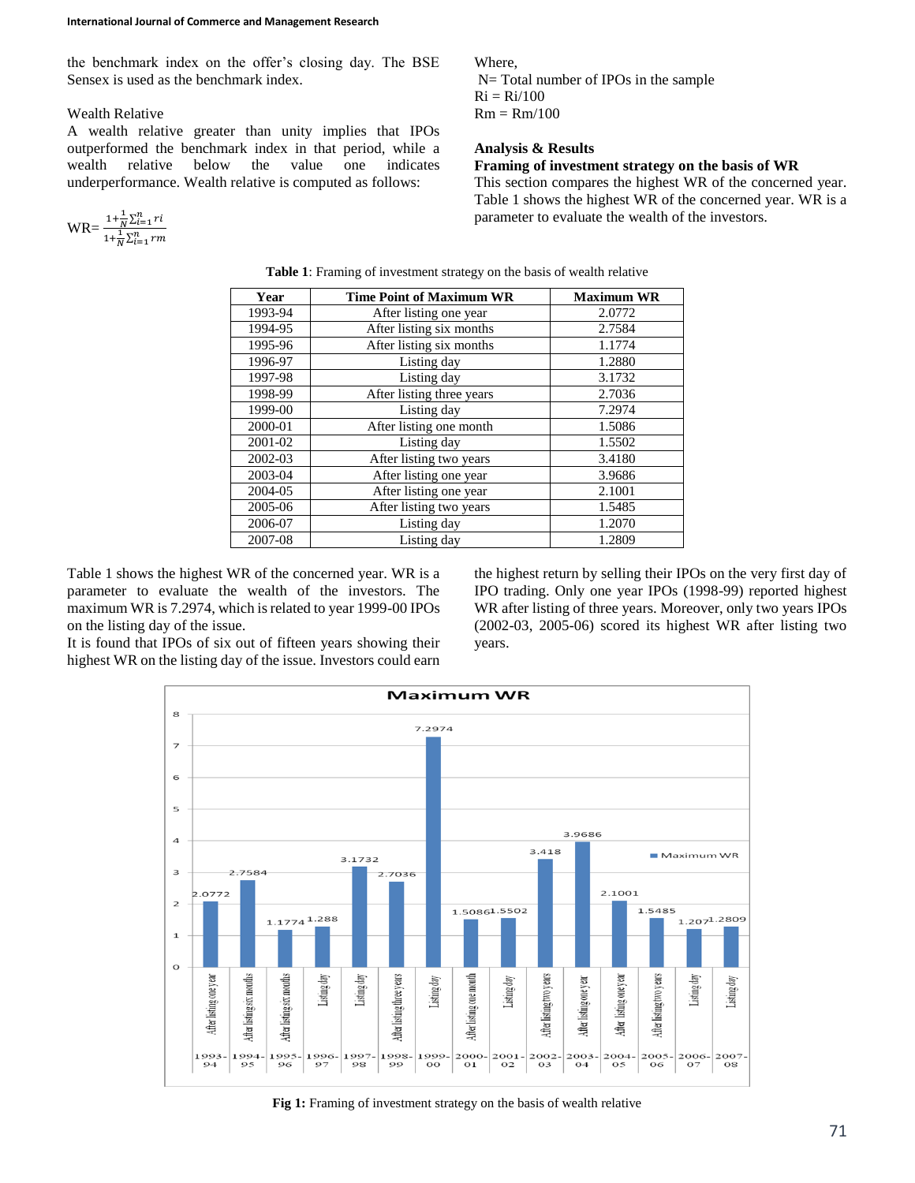the benchmark index on the offer's closing day. The BSE Sensex is used as the benchmark index.

Wealth Relative

A wealth relative greater than unity implies that IPOs outperformed the benchmark index in that period, while a wealth relative below the value one indicates underperformance. Wealth relative is computed as follows:

$$WR = \frac{1+\frac{1}{N}\sum_{i=1}^{n} ri}{1+\frac{1}{N}\sum_{i=1}^{n} rm}$$

Where,

N= Total number of IPOs in the sample

Ri = Ri/100

Rm = Rm/100

## Analysis & Results

### Framing of investment strategy on the basis of WR

This section compares the highest WR of the concerned year. Table 1 shows the highest WR of the concerned year. WR is a parameter to evaluate the wealth of the investors.

**Table 1**: Framing of investment strategy on the basis of wealth relative

| Year | Time Point of Maximum WR | Maximum WR |
|---|---|---|
| 1993-94 | After listing one year | 2.0772 |
| 1994-95 | After listing six months | 2.7584 |
| 1995-96 | After listing six months | 1.1774 |
| 1996-97 | Listing day | 1.2880 |
| 1997-98 | Listing day | 3.1732 |
| 1998-99 | After listing three years | 2.7036 |
| 1999-00 | Listing day | 7.2974 |
| 2000-01 | After listing one month | 1.5086 |
| 2001-02 | Listing day | 1.5502 |
| 2002-03 | After listing two years | 3.4180 |
| 2003-04 | After listing one year | 3.9686 |
| 2004-05 | After listing one year | 2.1001 |
| 2005-06 | After listing two years | 1.5485 |
| 2006-07 | Listing day | 1.2070 |
| 2007-08 | Listing day | 1.2809 |

Table 1 shows the highest WR of the concerned year. WR is a parameter to evaluate the wealth of the investors. The maximum WR is 7.2974, which is related to year 1999-00 IPOs on the listing day of the issue.

It is found that IPOs of six out of fifteen years showing their highest WR on the listing day of the issue. Investors could earn the highest return by selling their IPOs on the very first day of IPO trading. Only one year IPOs (1998-99) reported highest WR after listing of three years. Moreover, only two years IPOs (2002-03, 2005-06) scored its highest WR after listing two years.

**Fig 1:** Framing of investment strategy on the basis of wealth relative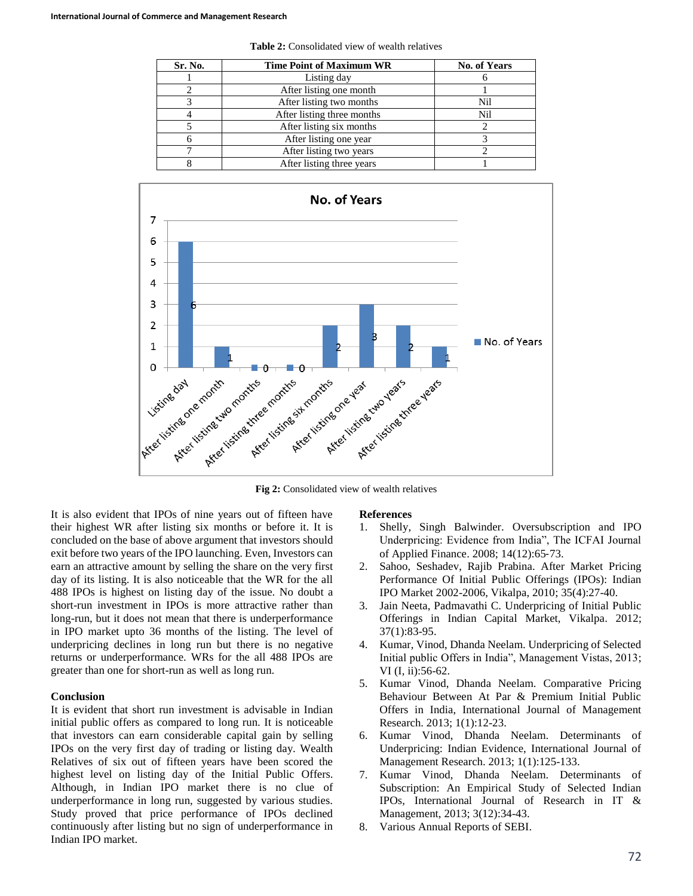**Table 2:** Consolidated view of wealth relatives

| Sr. No. | Time Point of Maximum WR | No. of Years |
|---|---|---|
| 1 | Listing day | 6 |
| 2 | After listing one month | 1 |
| 3 | After listing two months | Nil |
| 4 | After listing three months | Nil |
| 5 | After listing six months | 2 |
| 6 | After listing one year | 3 |
| 7 | After listing two years | 2 |
| 8 | After listing three years | 1 |

No. of Years

7
6
5
4
3
2
1
0

6
1
0
0
2
3
2
1

Listing day
After listing one month
After listing two months
After listing three months
After listing six months
After listing one year
After listing two years
After listing three years

No. of Years

**Fig 2:** Consolidated view of wealth relatives

It is also evident that IPOs of nine years out of fifteen have their highest WR after listing six months or before it. It is concluded on the base of above argument that investors should exit before two years of the IPO launching. Even, Investors can earn an attractive amount by selling the share on the very first day of its listing. It is also noticeable that the WR for the all 488 IPOs is highest on listing day of the issue. No doubt a short-run investment in IPOs is more attractive rather than long-run, but it does not mean that there is underperformance in IPO market upto 36 months of the listing. The level of underpricing declines in long run but there is no negative returns or underperformance. WRs for the all 488 IPOs are greater than one for short-run as well as long run.

## Conclusion

It is evident that short run investment is advisable in Indian initial public offers as compared to long run. It is noticeable that investors can earn considerable capital gain by selling IPOs on the very first day of trading or listing day. Wealth Relatives of six out of fifteen years have been scored the highest level on listing day of the Initial Public Offers. Although, in Indian IPO market there is no clue of underperformance in long run, suggested by various studies. Study proved that price performance of IPOs declined continuously after listing but no sign of underperformance in Indian IPO market.

## References

1. Shelly, Singh Balwinder. Oversubscription and IPO Underpricing: Evidence from India", The ICFAI Journal of Applied Finance. 2008; 14(12):65-73.
2. Sahoo, Seshadev, Rajib Prabina. After Market Pricing Performance Of Initial Public Offerings (IPOs): Indian IPO Market 2002-2006, Vikalpa, 2010; 35(4):27-40.
3. Jain Neeta, Padmavathi C. Underpricing of Initial Public Offerings in Indian Capital Market, Vikalpa. 2012; 37(1):83-95.
4. Kumar, Vinod, Dhanda Neelam. Underpricing of Selected Initial public Offers in India", Management Vistas, 2013; VI (I, ii):56-62.
5. Kumar Vinod, Dhanda Neelam. Comparative Pricing Behaviour Between At Par & Premium Initial Public Offers in India, International Journal of Management Research. 2013; 1(1):12-23.
6. Kumar Vinod, Dhanda Neelam. Determinants of Underpricing: Indian Evidence, International Journal of Management Research. 2013; 1(1):125-133.
7. Kumar Vinod, Dhanda Neelam. Determinants of Subscription: An Empirical Study of Selected Indian IPOs, International Journal of Research in IT & Management, 2013; 3(12):34-43.
8. Various Annual Reports of SEBI.